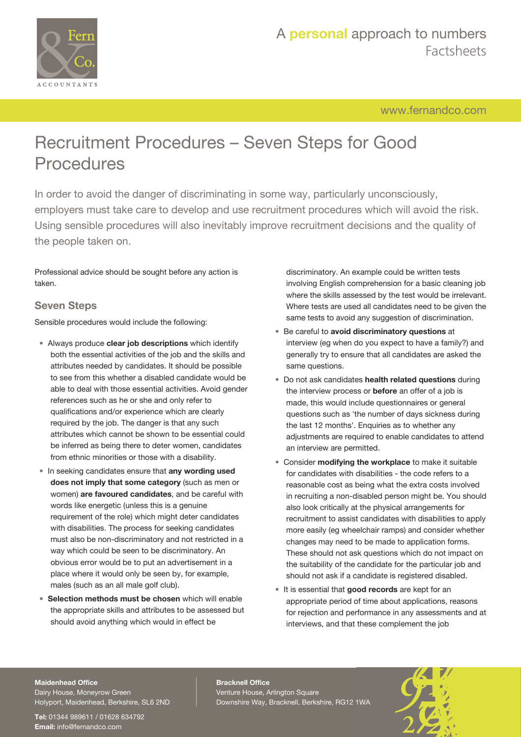# Recruitment Procedures – Seven Steps for Good Procedures

In order to avoid the danger of discriminating in some way, particularly unconsciously, employers must take care to develop and use recruitment procedures which will avoid the risk. Using sensible procedures will also inevitably improve recruitment decisions and the quality of the people taken on.

Professional advice should be sought before any action is taken.

## Seven Steps

Sensible procedures would include the following:

- Always produce **clear job descriptions** which identify both the essential activities of the job and the skills and attributes needed by candidates. It should be possible to see from this whether a disabled candidate would be able to deal with those essential activities. Avoid gender references such as he or she and only refer to qualifications and/or experience which are clearly required by the job. The danger is that any such attributes which cannot be shown to be essential could be inferred as being there to deter women, candidates from ethnic minorities or those with a disability.
- In seeking candidates ensure that **any wording used does not imply that some category** (such as men or women) **are favoured candidates**, and be careful with words like energetic (unless this is a genuine requirement of the role) which might deter candidates with disabilities. The process for seeking candidates must also be non-discriminatory and not restricted in a way which could be seen to be discriminatory. An obvious error would be to put an advertisement in a place where it would only be seen by, for example, males (such as an all male golf club).
- **Selection methods must be chosen** which will enable the appropriate skills and attributes to be assessed but should avoid anything which would in effect be discriminatory. An example could be written tests involving English comprehension for a basic cleaning job where the skills assessed by the test would be irrelevant. Where tests are used all candidates need to be given the same tests to avoid any suggestion of discrimination.
- Be careful to **avoid discriminatory questions** at interview (eg when do you expect to have a family?) and generally try to ensure that all candidates are asked the same questions.
- Do not ask candidates **health related questions** during the interview process or **before** an offer of a job is made, this would include questionnaires or general questions such as 'the number of days sickness during the last 12 months'. Enquiries as to whether any adjustments are required to enable candidates to attend an interview are permitted.
- Consider **modifying the workplace** to make it suitable for candidates with disabilities - the code refers to a reasonable cost as being what the extra costs involved in recruiting a non-disabled person might be. You should also look critically at the physical arrangements for recruitment to assist candidates with disabilities to apply more easily (eg wheelchair ramps) and consider whether changes may need to be made to application forms. These should not ask questions which do not impact on the suitability of the candidate for the particular job and should not ask if a candidate is registered disabled.
- It is essential that **good records** are kept for an appropriate period of time about applications, reasons for rejection and performance in any assessments and at interviews, and that these complement the job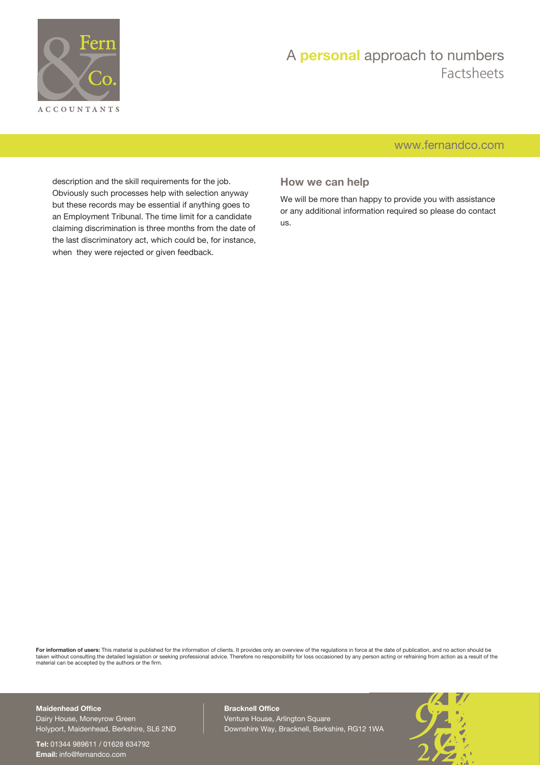description and the skill requirements for the job. Obviously such processes help with selection anyway but these records may be essential if anything goes to an Employment Tribunal. The time limit for a candidate claiming discrimination is three months from the date of the last discriminatory act, which could be, for instance, when they were rejected or given feedback.

## How we can help

We will be more than happy to provide you with assistance or any additional information required so please do contact us.

**For information of users:** This material is published for the information of clients. It provides only an overview of the regulations in force at the date of publication, and no action should be taken without consulting the detailed legislation or seeking professional advice. Therefore no responsibility for loss occasioned by any person acting or refraining from action as a result of the material can be accepted by the authors or the firm.